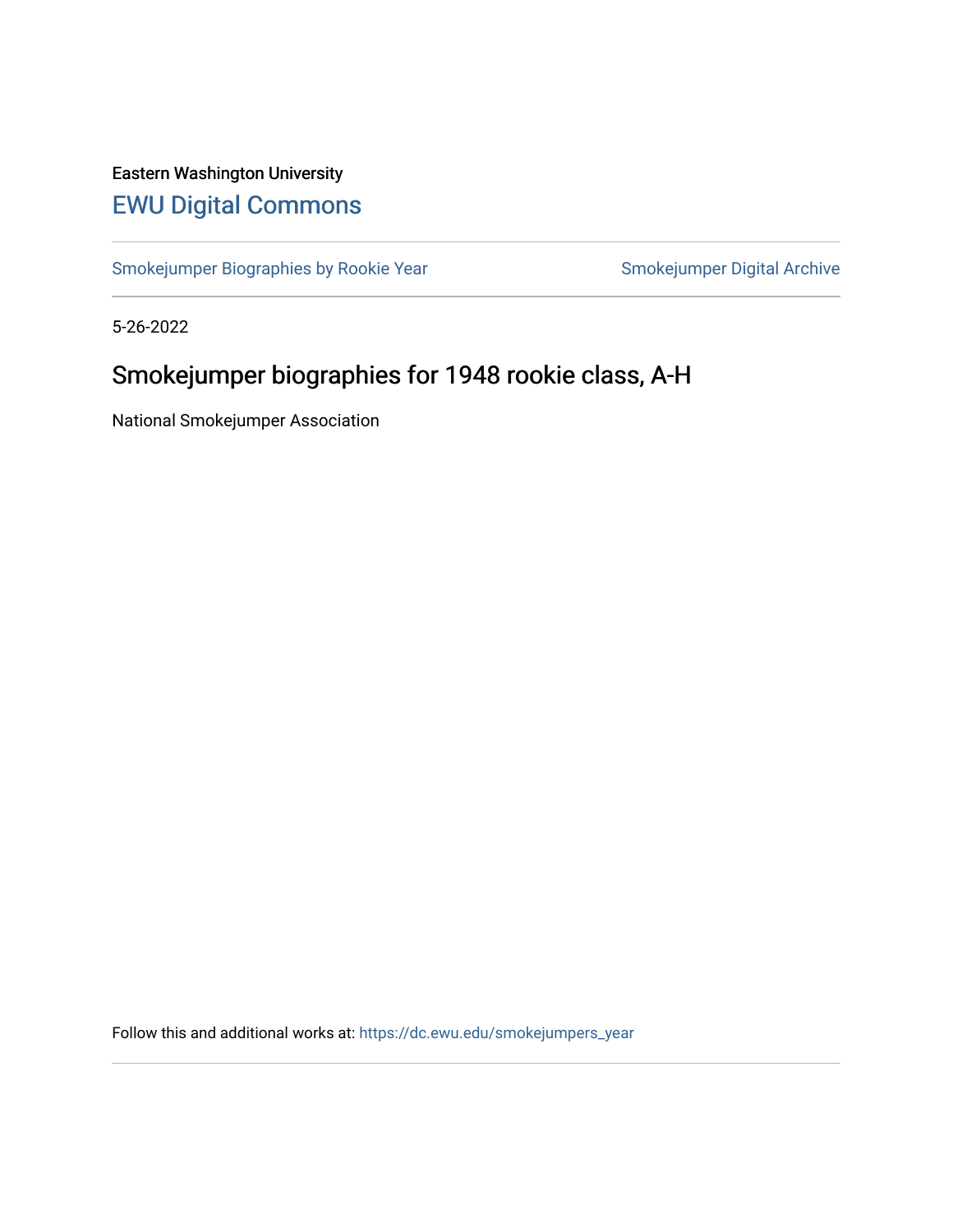Eastern Washington University

## EWU Digital Commons

Smokejumper Biographies by Rookie Year

Smokejumper Digital Archive

5-26-2022

# Smokejumper biographies for 1948 rookie class, A-H

National Smokejumper Association

Follow this and additional works at: https://dc.ewu.edu/smokejumpers_year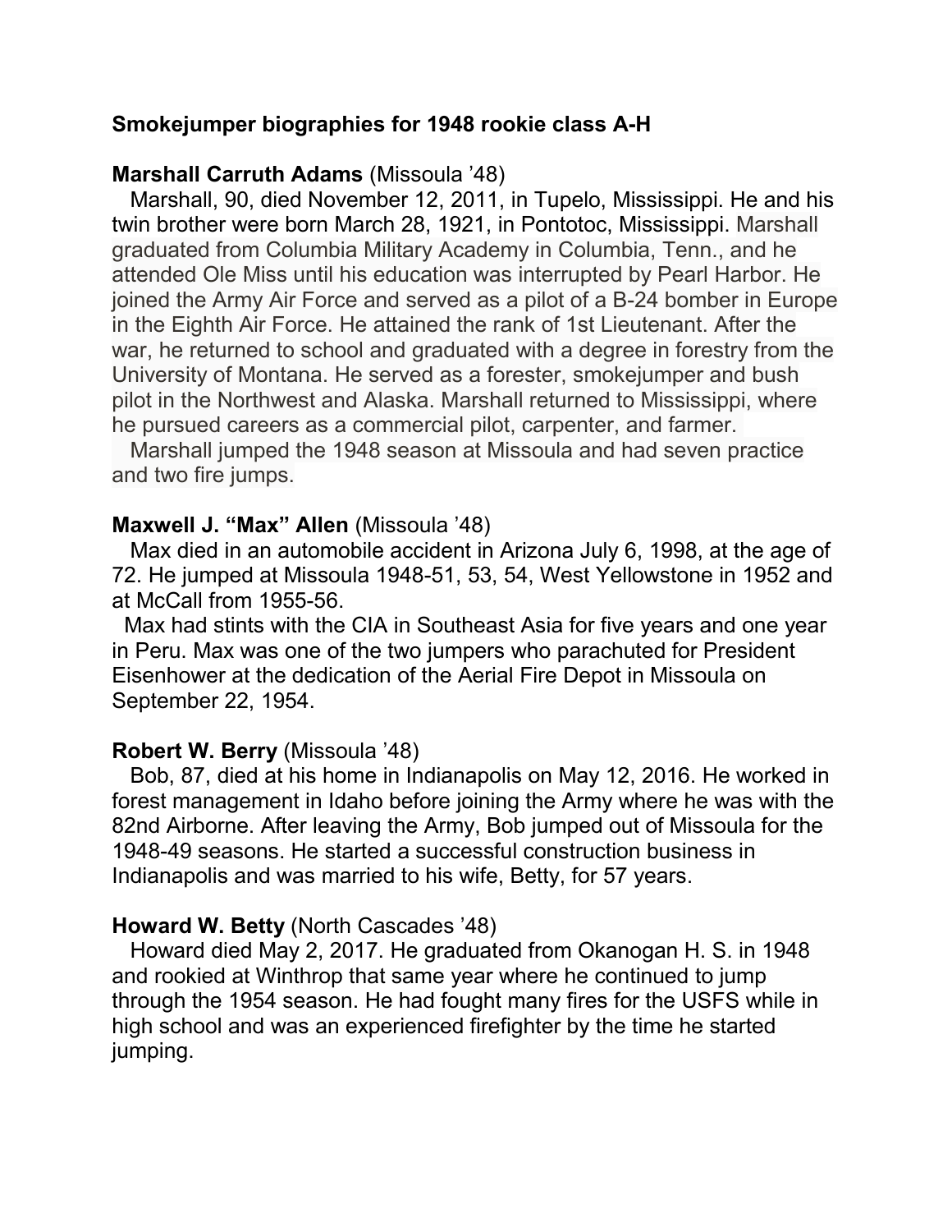**Smokejumper biographies for 1948 rookie class A-H**

**Marshall Carruth Adams** (Missoula '48)

Marshall, 90, died November 12, 2011, in Tupelo, Mississippi. He and his twin brother were born March 28, 1921, in Pontotoc, Mississippi. Marshall graduated from Columbia Military Academy in Columbia, Tenn., and he attended Ole Miss until his education was interrupted by Pearl Harbor. He joined the Army Air Force and served as a pilot of a B-24 bomber in Europe in the Eighth Air Force. He attained the rank of 1st Lieutenant. After the war, he returned to school and graduated with a degree in forestry from the University of Montana. He served as a forester, smokejumper and bush pilot in the Northwest and Alaska. Marshall returned to Mississippi, where he pursued careers as a commercial pilot, carpenter, and farmer.

Marshall jumped the 1948 season at Missoula and had seven practice and two fire jumps.

**Maxwell J. "Max" Allen** (Missoula '48)

Max died in an automobile accident in Arizona July 6, 1998, at the age of 72. He jumped at Missoula 1948-51, 53, 54, West Yellowstone in 1952 and at McCall from 1955-56.

Max had stints with the CIA in Southeast Asia for five years and one year in Peru. Max was one of the two jumpers who parachuted for President Eisenhower at the dedication of the Aerial Fire Depot in Missoula on September 22, 1954.

**Robert W. Berry** (Missoula '48)

Bob, 87, died at his home in Indianapolis on May 12, 2016. He worked in forest management in Idaho before joining the Army where he was with the 82nd Airborne. After leaving the Army, Bob jumped out of Missoula for the 1948-49 seasons. He started a successful construction business in Indianapolis and was married to his wife, Betty, for 57 years.

**Howard W. Betty** (North Cascades '48)

Howard died May 2, 2017. He graduated from Okanogan H. S. in 1948 and rookied at Winthrop that same year where he continued to jump through the 1954 season. He had fought many fires for the USFS while in high school and was an experienced firefighter by the time he started jumping.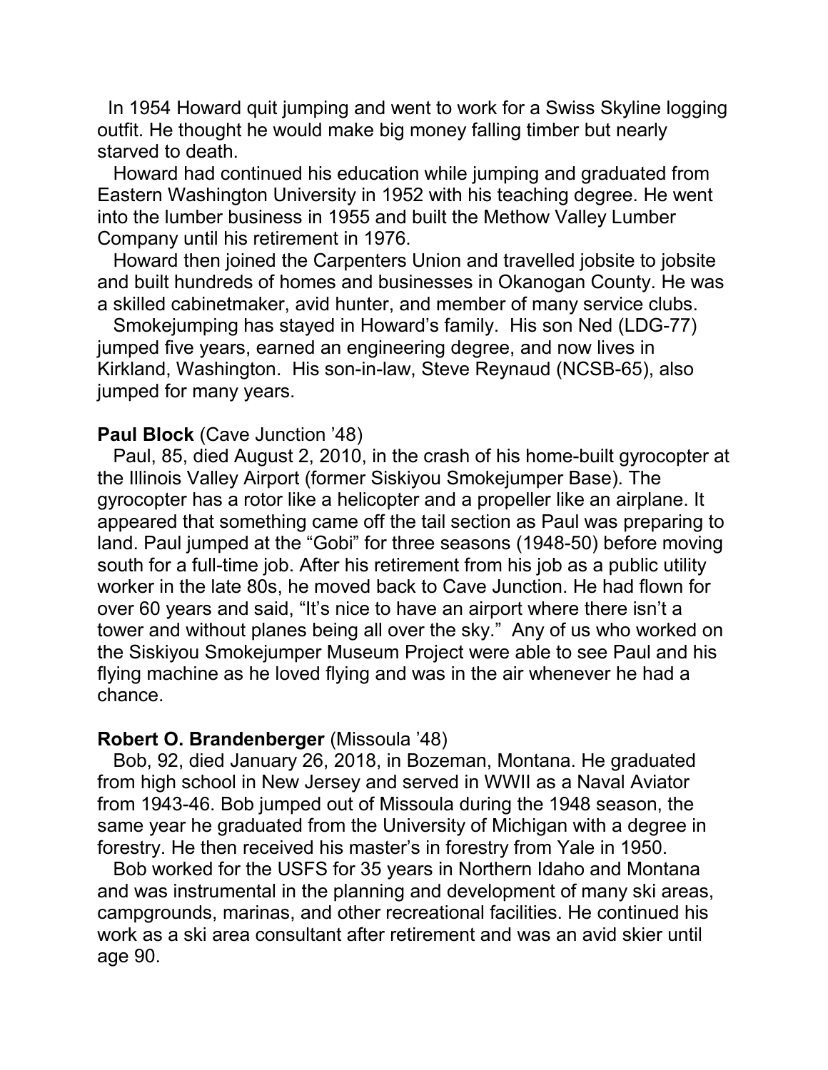In 1954 Howard quit jumping and went to work for a Swiss Skyline logging outfit. He thought he would make big money falling timber but nearly starved to death.

Howard had continued his education while jumping and graduated from Eastern Washington University in 1952 with his teaching degree. He went into the lumber business in 1955 and built the Methow Valley Lumber Company until his retirement in 1976.

Howard then joined the Carpenters Union and travelled jobsite to jobsite and built hundreds of homes and businesses in Okanogan County. He was a skilled cabinetmaker, avid hunter, and member of many service clubs.

Smokejumping has stayed in Howard's family. His son Ned (LDG-77) jumped five years, earned an engineering degree, and now lives in Kirkland, Washington. His son-in-law, Steve Reynaud (NCSB-65), also jumped for many years.

**Paul Block** (Cave Junction '48)

Paul, 85, died August 2, 2010, in the crash of his home-built gyrocopter at the Illinois Valley Airport (former Siskiyou Smokejumper Base). The gyrocopter has a rotor like a helicopter and a propeller like an airplane. It appeared that something came off the tail section as Paul was preparing to land. Paul jumped at the "Gobi" for three seasons (1948-50) before moving south for a full-time job. After his retirement from his job as a public utility worker in the late 80s, he moved back to Cave Junction. He had flown for over 60 years and said, "It's nice to have an airport where there isn't a tower and without planes being all over the sky." Any of us who worked on the Siskiyou Smokejumper Museum Project were able to see Paul and his flying machine as he loved flying and was in the air whenever he had a chance.

**Robert O. Brandenberger** (Missoula '48)

Bob, 92, died January 26, 2018, in Bozeman, Montana. He graduated from high school in New Jersey and served in WWII as a Naval Aviator from 1943-46. Bob jumped out of Missoula during the 1948 season, the same year he graduated from the University of Michigan with a degree in forestry. He then received his master's in forestry from Yale in 1950.

Bob worked for the USFS for 35 years in Northern Idaho and Montana and was instrumental in the planning and development of many ski areas, campgrounds, marinas, and other recreational facilities. He continued his work as a ski area consultant after retirement and was an avid skier until age 90.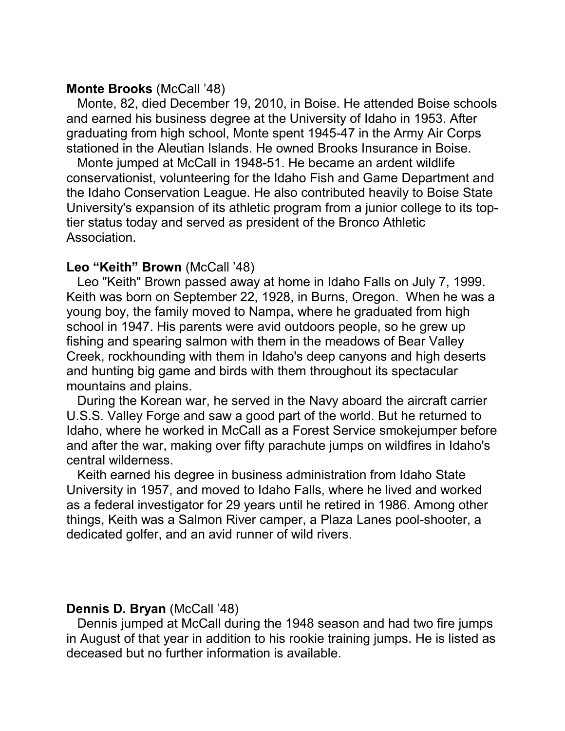**Monte Brooks** (McCall '48)

Monte, 82, died December 19, 2010, in Boise. He attended Boise schools and earned his business degree at the University of Idaho in 1953. After graduating from high school, Monte spent 1945-47 in the Army Air Corps stationed in the Aleutian Islands. He owned Brooks Insurance in Boise.

Monte jumped at McCall in 1948-51. He became an ardent wildlife conservationist, volunteering for the Idaho Fish and Game Department and the Idaho Conservation League. He also contributed heavily to Boise State University's expansion of its athletic program from a junior college to its top-tier status today and served as president of the Bronco Athletic Association.

**Leo "Keith" Brown** (McCall '48)

Leo "Keith" Brown passed away at home in Idaho Falls on July 7, 1999. Keith was born on September 22, 1928, in Burns, Oregon. When he was a young boy, the family moved to Nampa, where he graduated from high school in 1947. His parents were avid outdoors people, so he grew up fishing and spearing salmon with them in the meadows of Bear Valley Creek, rockhounding with them in Idaho's deep canyons and high deserts and hunting big game and birds with them throughout its spectacular mountains and plains.

During the Korean war, he served in the Navy aboard the aircraft carrier U.S.S. Valley Forge and saw a good part of the world. But he returned to Idaho, where he worked in McCall as a Forest Service smokejumper before and after the war, making over fifty parachute jumps on wildfires in Idaho's central wilderness.

Keith earned his degree in business administration from Idaho State University in 1957, and moved to Idaho Falls, where he lived and worked as a federal investigator for 29 years until he retired in 1986. Among other things, Keith was a Salmon River camper, a Plaza Lanes pool-shooter, a dedicated golfer, and an avid runner of wild rivers.

**Dennis D. Bryan** (McCall '48)

Dennis jumped at McCall during the 1948 season and had two fire jumps in August of that year in addition to his rookie training jumps. He is listed as deceased but no further information is available.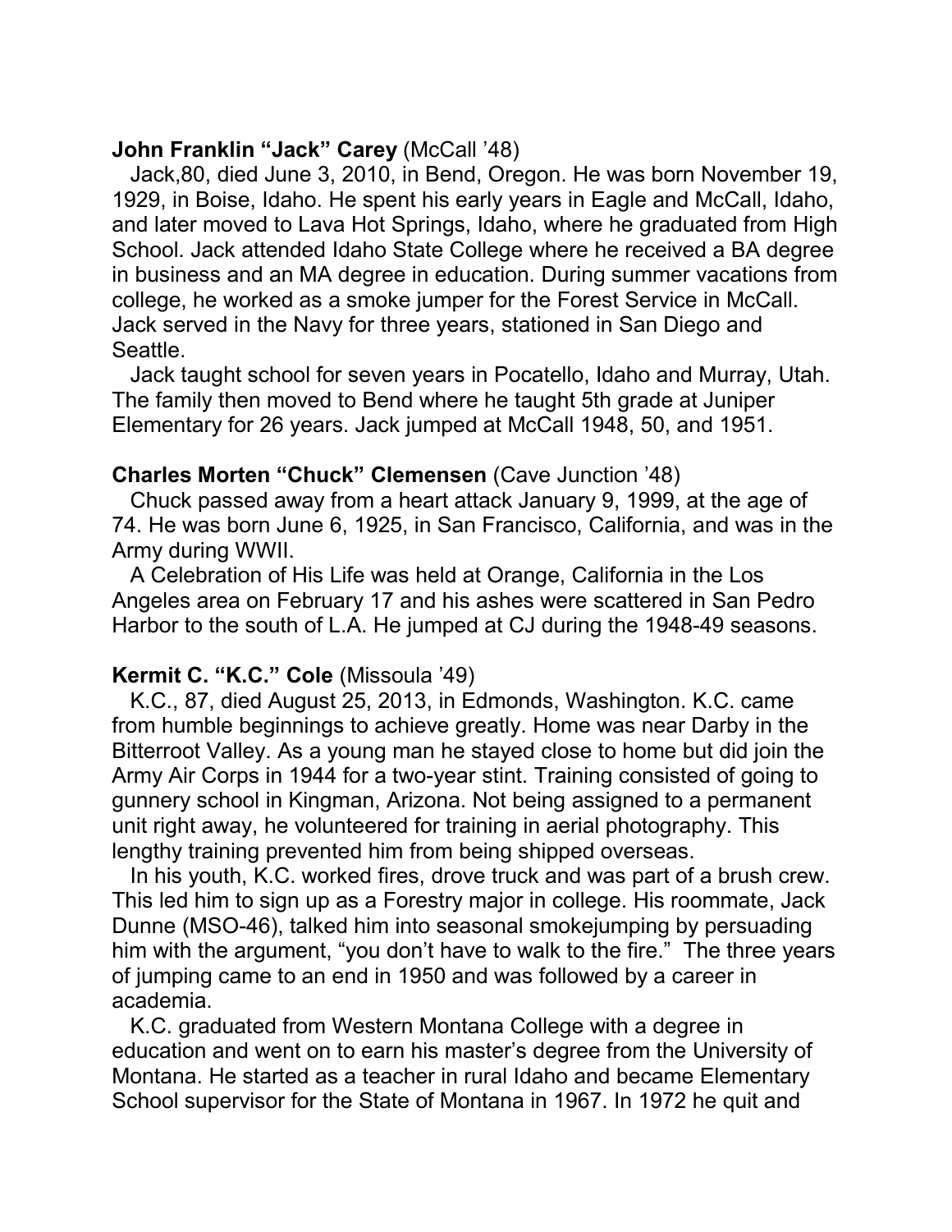**John Franklin "Jack" Carey** (McCall '48)

Jack,80, died June 3, 2010, in Bend, Oregon. He was born November 19, 1929, in Boise, Idaho. He spent his early years in Eagle and McCall, Idaho, and later moved to Lava Hot Springs, Idaho, where he graduated from High School. Jack attended Idaho State College where he received a BA degree in business and an MA degree in education. During summer vacations from college, he worked as a smoke jumper for the Forest Service in McCall. Jack served in the Navy for three years, stationed in San Diego and Seattle.

Jack taught school for seven years in Pocatello, Idaho and Murray, Utah. The family then moved to Bend where he taught 5th grade at Juniper Elementary for 26 years. Jack jumped at McCall 1948, 50, and 1951.

**Charles Morten "Chuck" Clemensen** (Cave Junction '48)

Chuck passed away from a heart attack January 9, 1999, at the age of 74. He was born June 6, 1925, in San Francisco, California, and was in the Army during WWII.

A Celebration of His Life was held at Orange, California in the Los Angeles area on February 17 and his ashes were scattered in San Pedro Harbor to the south of L.A. He jumped at CJ during the 1948-49 seasons.

**Kermit C. "K.C." Cole** (Missoula '49)

K.C., 87, died August 25, 2013, in Edmonds, Washington. K.C. came from humble beginnings to achieve greatly. Home was near Darby in the Bitterroot Valley. As a young man he stayed close to home but did join the Army Air Corps in 1944 for a two-year stint. Training consisted of going to gunnery school in Kingman, Arizona. Not being assigned to a permanent unit right away, he volunteered for training in aerial photography. This lengthy training prevented him from being shipped overseas.

In his youth, K.C. worked fires, drove truck and was part of a brush crew. This led him to sign up as a Forestry major in college. His roommate, Jack Dunne (MSO-46), talked him into seasonal smokejumping by persuading him with the argument, "you don't have to walk to the fire." The three years of jumping came to an end in 1950 and was followed by a career in academia.

K.C. graduated from Western Montana College with a degree in education and went on to earn his master's degree from the University of Montana. He started as a teacher in rural Idaho and became Elementary School supervisor for the State of Montana in 1967. In 1972 he quit and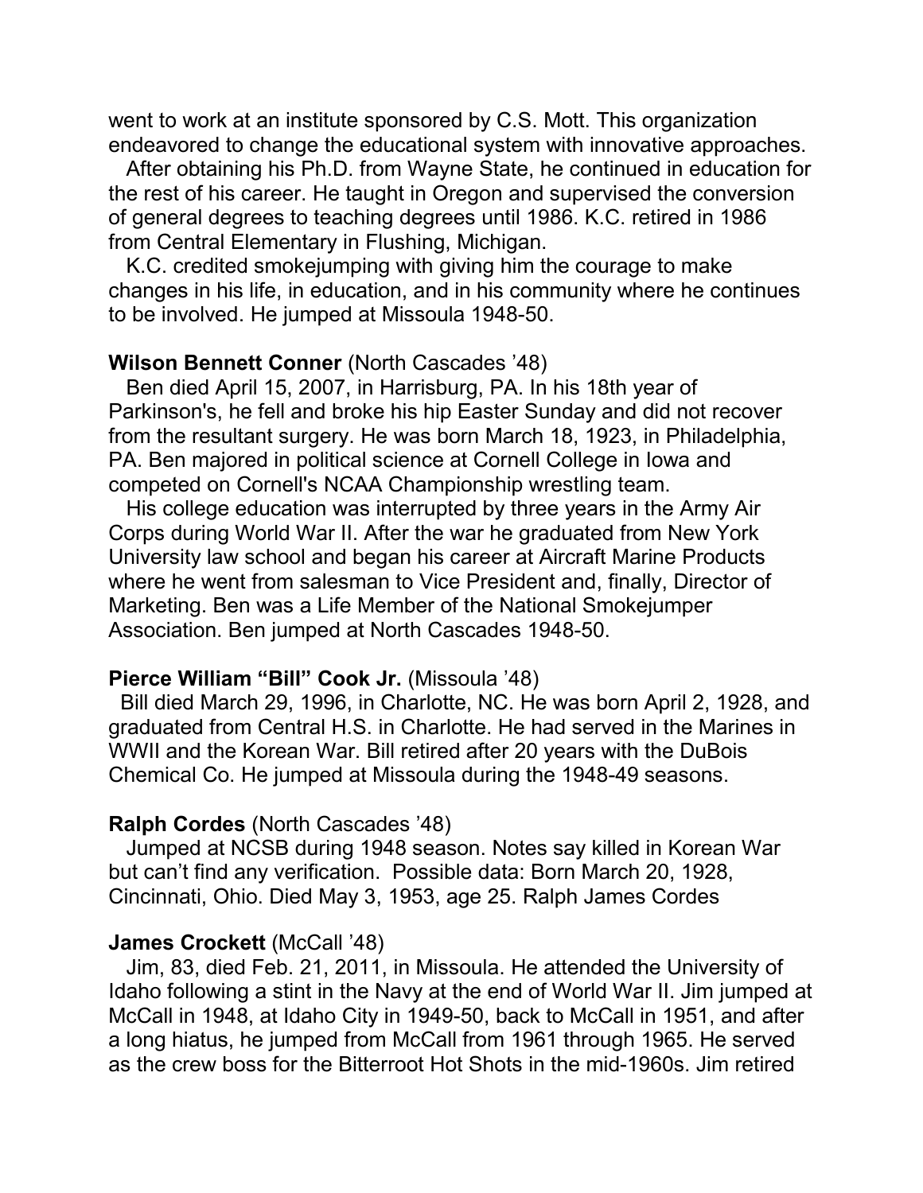went to work at an institute sponsored by C.S. Mott. This organization endeavored to change the educational system with innovative approaches.

After obtaining his Ph.D. from Wayne State, he continued in education for the rest of his career. He taught in Oregon and supervised the conversion of general degrees to teaching degrees until 1986. K.C. retired in 1986 from Central Elementary in Flushing, Michigan.

K.C. credited smokejumping with giving him the courage to make changes in his life, in education, and in his community where he continues to be involved. He jumped at Missoula 1948-50.

**Wilson Bennett Conner** (North Cascades ’48)

Ben died April 15, 2007, in Harrisburg, PA. In his 18th year of Parkinson's, he fell and broke his hip Easter Sunday and did not recover from the resultant surgery. He was born March 18, 1923, in Philadelphia, PA. Ben majored in political science at Cornell College in Iowa and competed on Cornell's NCAA Championship wrestling team.

His college education was interrupted by three years in the Army Air Corps during World War II. After the war he graduated from New York University law school and began his career at Aircraft Marine Products where he went from salesman to Vice President and, finally, Director of Marketing. Ben was a Life Member of the National Smokejumper Association. Ben jumped at North Cascades 1948-50.

**Pierce William “Bill” Cook Jr.** (Missoula ’48)

Bill died March 29, 1996, in Charlotte, NC. He was born April 2, 1928, and graduated from Central H.S. in Charlotte. He had served in the Marines in WWII and the Korean War. Bill retired after 20 years with the DuBois Chemical Co. He jumped at Missoula during the 1948-49 seasons.

**Ralph Cordes** (North Cascades ’48)

Jumped at NCSB during 1948 season. Notes say killed in Korean War but can’t find any verification. Possible data: Born March 20, 1928, Cincinnati, Ohio. Died May 3, 1953, age 25. Ralph James Cordes

**James Crockett** (McCall ’48)

Jim, 83, died Feb. 21, 2011, in Missoula. He attended the University of Idaho following a stint in the Navy at the end of World War II. Jim jumped at McCall in 1948, at Idaho City in 1949-50, back to McCall in 1951, and after a long hiatus, he jumped from McCall from 1961 through 1965. He served as the crew boss for the Bitterroot Hot Shots in the mid-1960s. Jim retired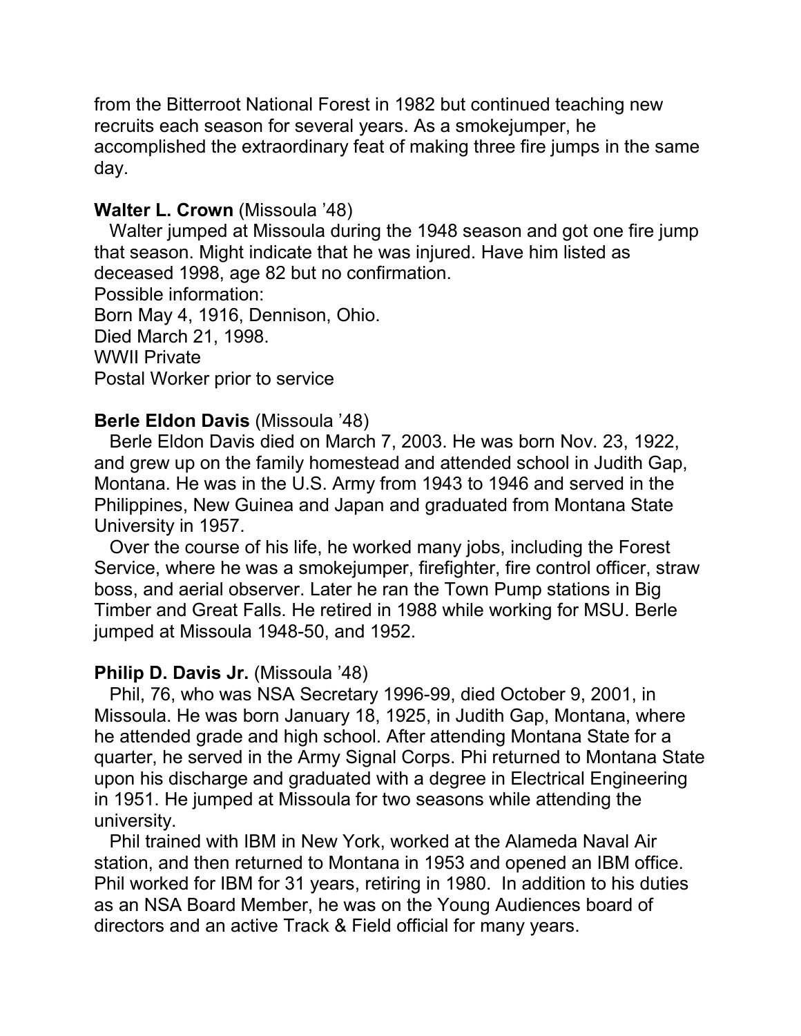from the Bitterroot National Forest in 1982 but continued teaching new recruits each season for several years. As a smokejumper, he accomplished the extraordinary feat of making three fire jumps in the same day.

**Walter L. Crown** (Missoula '48)

Walter jumped at Missoula during the 1948 season and got one fire jump that season. Might indicate that he was injured. Have him listed as deceased 1998, age 82 but no confirmation.
Possible information:
Born May 4, 1916, Dennison, Ohio.
Died March 21, 1998.
WWII Private
Postal Worker prior to service

**Berle Eldon Davis** (Missoula '48)

Berle Eldon Davis died on March 7, 2003. He was born Nov. 23, 1922, and grew up on the family homestead and attended school in Judith Gap, Montana. He was in the U.S. Army from 1943 to 1946 and served in the Philippines, New Guinea and Japan and graduated from Montana State University in 1957.

Over the course of his life, he worked many jobs, including the Forest Service, where he was a smokejumper, firefighter, fire control officer, straw boss, and aerial observer. Later he ran the Town Pump stations in Big Timber and Great Falls. He retired in 1988 while working for MSU. Berle jumped at Missoula 1948-50, and 1952.

**Philip D. Davis Jr.** (Missoula '48)

Phil, 76, who was NSA Secretary 1996-99, died October 9, 2001, in Missoula. He was born January 18, 1925, in Judith Gap, Montana, where he attended grade and high school. After attending Montana State for a quarter, he served in the Army Signal Corps. Phi returned to Montana State upon his discharge and graduated with a degree in Electrical Engineering in 1951. He jumped at Missoula for two seasons while attending the university.

Phil trained with IBM in New York, worked at the Alameda Naval Air station, and then returned to Montana in 1953 and opened an IBM office. Phil worked for IBM for 31 years, retiring in 1980. In addition to his duties as an NSA Board Member, he was on the Young Audiences board of directors and an active Track & Field official for many years.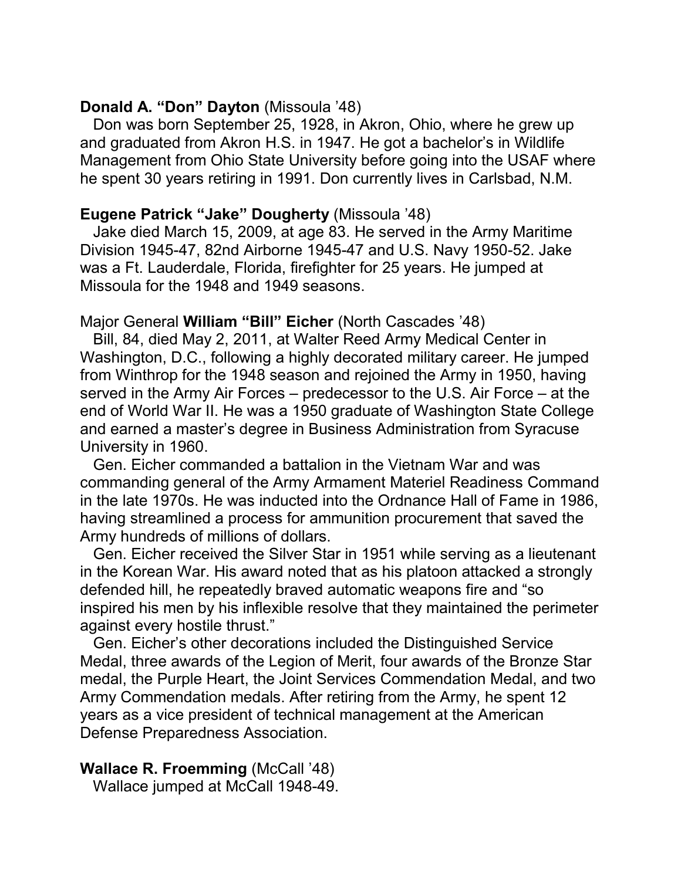**Donald A. "Don" Dayton** (Missoula '48)

Don was born September 25, 1928, in Akron, Ohio, where he grew up and graduated from Akron H.S. in 1947. He got a bachelor's in Wildlife Management from Ohio State University before going into the USAF where he spent 30 years retiring in 1991. Don currently lives in Carlsbad, N.M.

**Eugene Patrick "Jake" Dougherty** (Missoula '48)

Jake died March 15, 2009, at age 83. He served in the Army Maritime Division 1945-47, 82nd Airborne 1945-47 and U.S. Navy 1950-52. Jake was a Ft. Lauderdale, Florida, firefighter for 25 years. He jumped at Missoula for the 1948 and 1949 seasons.

Major General **William "Bill" Eicher** (North Cascades '48)

Bill, 84, died May 2, 2011, at Walter Reed Army Medical Center in Washington, D.C., following a highly decorated military career. He jumped from Winthrop for the 1948 season and rejoined the Army in 1950, having served in the Army Air Forces – predecessor to the U.S. Air Force – at the end of World War II. He was a 1950 graduate of Washington State College and earned a master's degree in Business Administration from Syracuse University in 1960.

Gen. Eicher commanded a battalion in the Vietnam War and was commanding general of the Army Armament Materiel Readiness Command in the late 1970s. He was inducted into the Ordnance Hall of Fame in 1986, having streamlined a process for ammunition procurement that saved the Army hundreds of millions of dollars.

Gen. Eicher received the Silver Star in 1951 while serving as a lieutenant in the Korean War. His award noted that as his platoon attacked a strongly defended hill, he repeatedly braved automatic weapons fire and "so inspired his men by his inflexible resolve that they maintained the perimeter against every hostile thrust."

Gen. Eicher's other decorations included the Distinguished Service Medal, three awards of the Legion of Merit, four awards of the Bronze Star medal, the Purple Heart, the Joint Services Commendation Medal, and two Army Commendation medals. After retiring from the Army, he spent 12 years as a vice president of technical management at the American Defense Preparedness Association.

**Wallace R. Froemming** (McCall '48)

Wallace jumped at McCall 1948-49.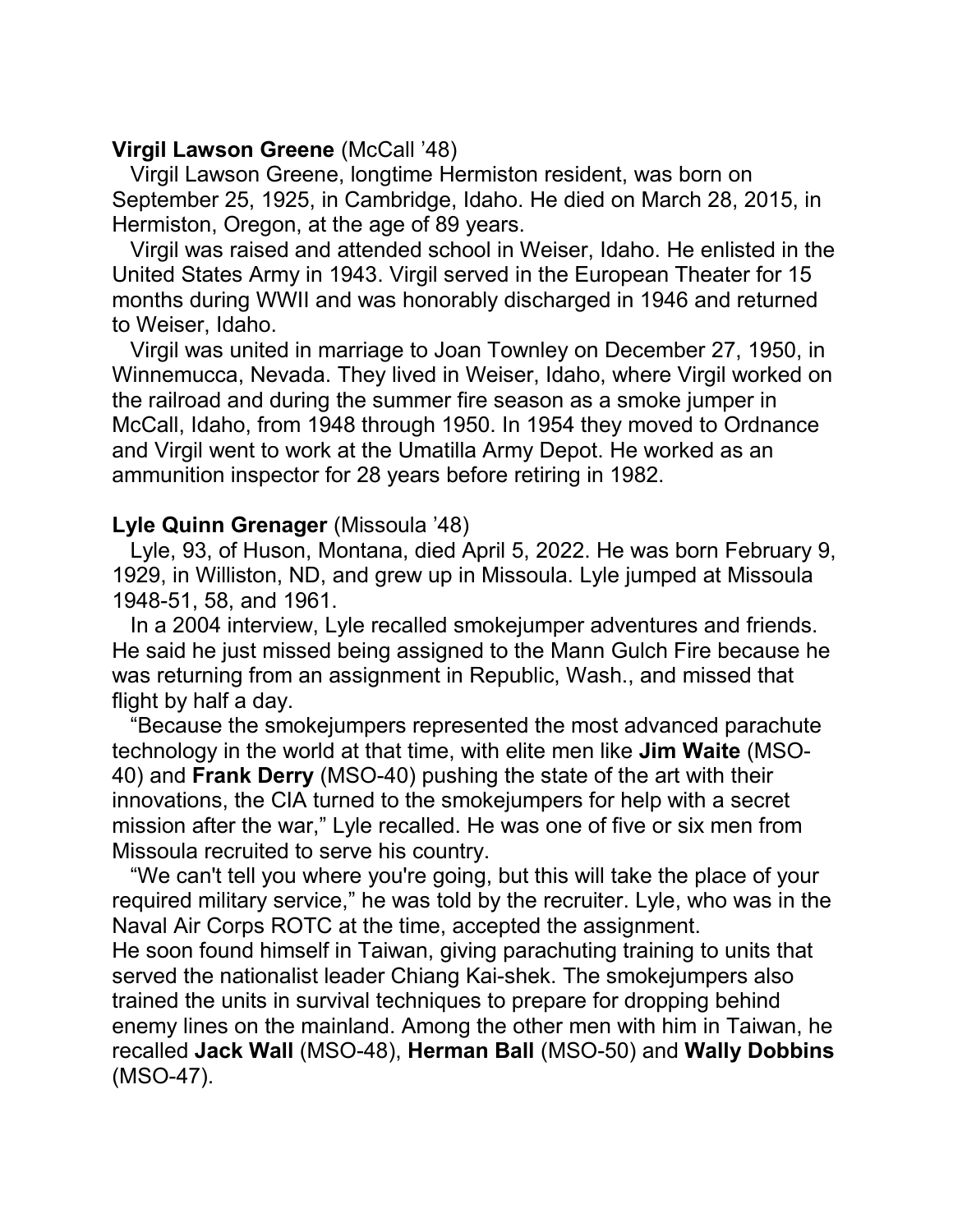**Virgil Lawson Greene** (McCall '48)

Virgil Lawson Greene, longtime Hermiston resident, was born on September 25, 1925, in Cambridge, Idaho. He died on March 28, 2015, in Hermiston, Oregon, at the age of 89 years.

Virgil was raised and attended school in Weiser, Idaho. He enlisted in the United States Army in 1943. Virgil served in the European Theater for 15 months during WWII and was honorably discharged in 1946 and returned to Weiser, Idaho.

Virgil was united in marriage to Joan Townley on December 27, 1950, in Winnemucca, Nevada. They lived in Weiser, Idaho, where Virgil worked on the railroad and during the summer fire season as a smoke jumper in McCall, Idaho, from 1948 through 1950. In 1954 they moved to Ordnance and Virgil went to work at the Umatilla Army Depot. He worked as an ammunition inspector for 28 years before retiring in 1982.

**Lyle Quinn Grenager** (Missoula '48)

Lyle, 93, of Huson, Montana, died April 5, 2022. He was born February 9, 1929, in Williston, ND, and grew up in Missoula. Lyle jumped at Missoula 1948-51, 58, and 1961.

In a 2004 interview, Lyle recalled smokejumper adventures and friends. He said he just missed being assigned to the Mann Gulch Fire because he was returning from an assignment in Republic, Wash., and missed that flight by half a day.

"Because the smokejumpers represented the most advanced parachute technology in the world at that time, with elite men like **Jim Waite** (MSO-40) and **Frank Derry** (MSO-40) pushing the state of the art with their innovations, the CIA turned to the smokejumpers for help with a secret mission after the war," Lyle recalled. He was one of five or six men from Missoula recruited to serve his country.

"We can't tell you where you're going, but this will take the place of your required military service," he was told by the recruiter. Lyle, who was in the Naval Air Corps ROTC at the time, accepted the assignment.
He soon found himself in Taiwan, giving parachuting training to units that served the nationalist leader Chiang Kai-shek. The smokejumpers also trained the units in survival techniques to prepare for dropping behind enemy lines on the mainland. Among the other men with him in Taiwan, he recalled **Jack Wall** (MSO-48), **Herman Ball** (MSO-50) and **Wally Dobbins** (MSO-47).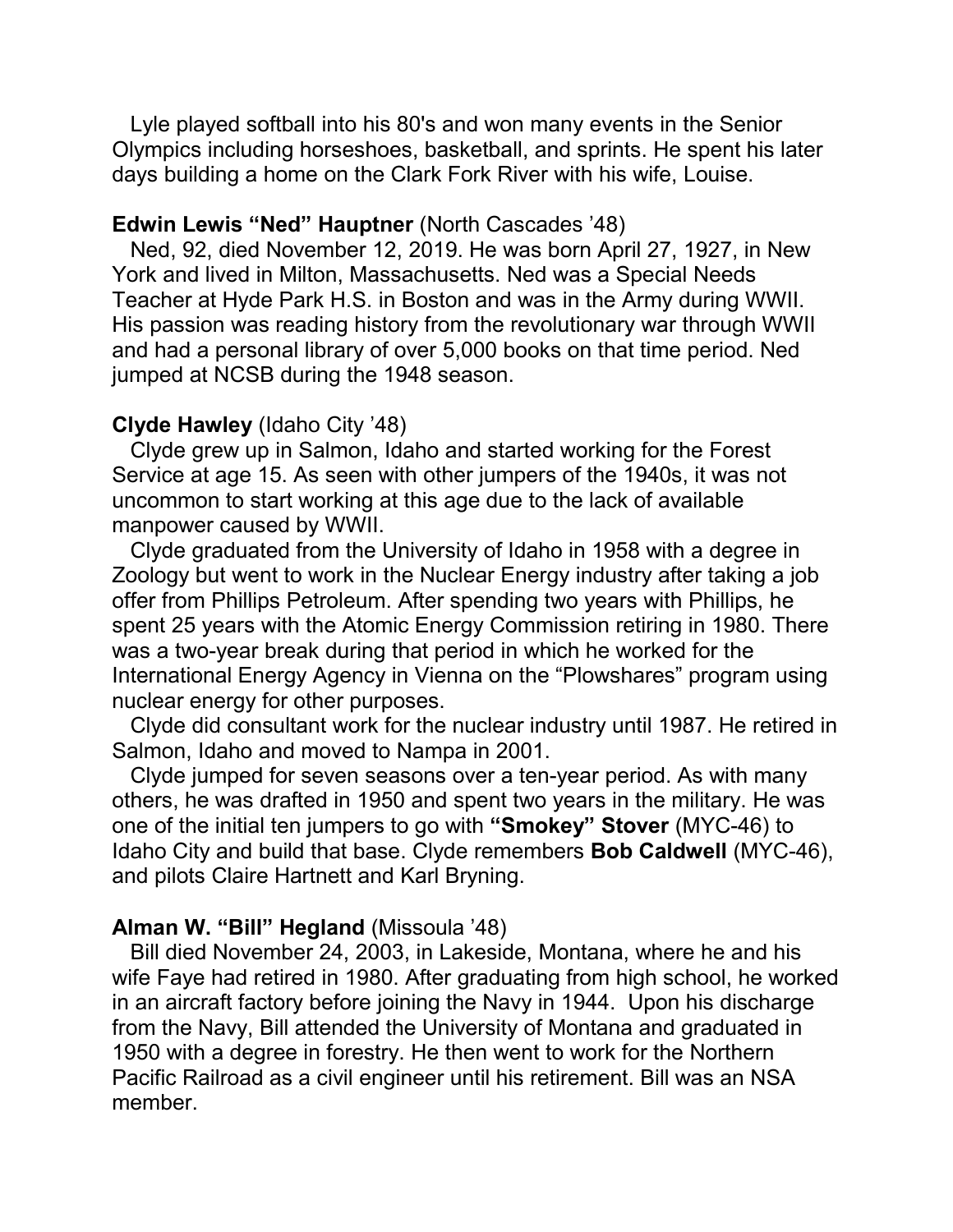Lyle played softball into his 80's and won many events in the Senior Olympics including horseshoes, basketball, and sprints. He spent his later days building a home on the Clark Fork River with his wife, Louise.

**Edwin Lewis "Ned" Hauptner** (North Cascades '48)

Ned, 92, died November 12, 2019. He was born April 27, 1927, in New York and lived in Milton, Massachusetts. Ned was a Special Needs Teacher at Hyde Park H.S. in Boston and was in the Army during WWII. His passion was reading history from the revolutionary war through WWII and had a personal library of over 5,000 books on that time period. Ned jumped at NCSB during the 1948 season.

**Clyde Hawley** (Idaho City '48)

Clyde grew up in Salmon, Idaho and started working for the Forest Service at age 15. As seen with other jumpers of the 1940s, it was not uncommon to start working at this age due to the lack of available manpower caused by WWII.

Clyde graduated from the University of Idaho in 1958 with a degree in Zoology but went to work in the Nuclear Energy industry after taking a job offer from Phillips Petroleum. After spending two years with Phillips, he spent 25 years with the Atomic Energy Commission retiring in 1980. There was a two-year break during that period in which he worked for the International Energy Agency in Vienna on the "Plowshares" program using nuclear energy for other purposes.

Clyde did consultant work for the nuclear industry until 1987. He retired in Salmon, Idaho and moved to Nampa in 2001.

Clyde jumped for seven seasons over a ten-year period. As with many others, he was drafted in 1950 and spent two years in the military. He was one of the initial ten jumpers to go with **"Smokey" Stover** (MYC-46) to Idaho City and build that base. Clyde remembers **Bob Caldwell** (MYC-46), and pilots Claire Hartnett and Karl Bryning.

**Alman W. "Bill" Hegland** (Missoula '48)

Bill died November 24, 2003, in Lakeside, Montana, where he and his wife Faye had retired in 1980. After graduating from high school, he worked in an aircraft factory before joining the Navy in 1944. Upon his discharge from the Navy, Bill attended the University of Montana and graduated in 1950 with a degree in forestry. He then went to work for the Northern Pacific Railroad as a civil engineer until his retirement. Bill was an NSA member.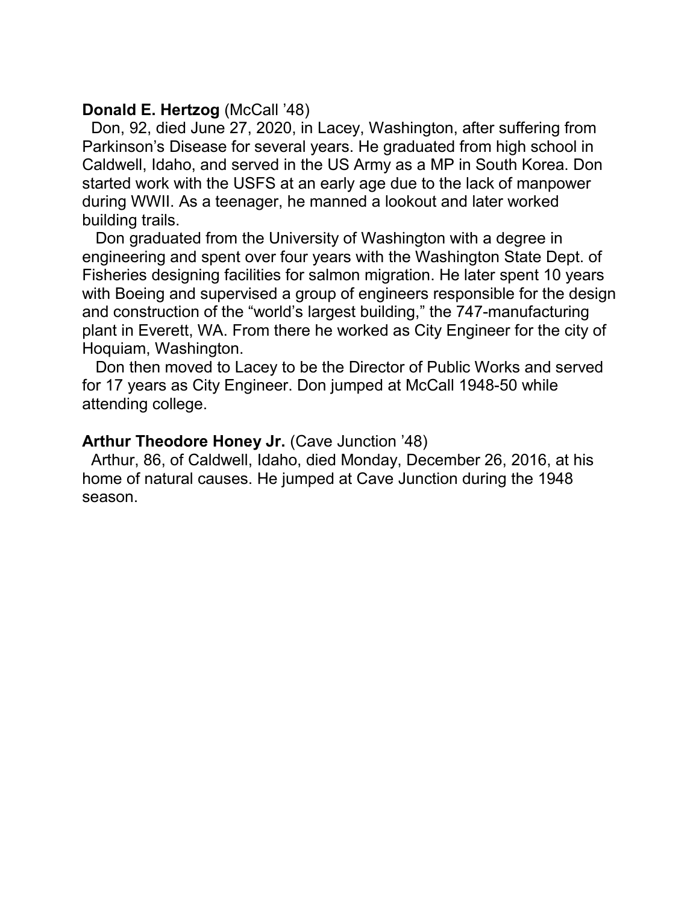**Donald E. Hertzog** (McCall '48)

Don, 92, died June 27, 2020, in Lacey, Washington, after suffering from Parkinson's Disease for several years. He graduated from high school in Caldwell, Idaho, and served in the US Army as a MP in South Korea. Don started work with the USFS at an early age due to the lack of manpower during WWII. As a teenager, he manned a lookout and later worked building trails.

Don graduated from the University of Washington with a degree in engineering and spent over four years with the Washington State Dept. of Fisheries designing facilities for salmon migration. He later spent 10 years with Boeing and supervised a group of engineers responsible for the design and construction of the "world's largest building," the 747-manufacturing plant in Everett, WA. From there he worked as City Engineer for the city of Hoquiam, Washington.

Don then moved to Lacey to be the Director of Public Works and served for 17 years as City Engineer. Don jumped at McCall 1948-50 while attending college.

**Arthur Theodore Honey Jr.** (Cave Junction '48)

Arthur, 86, of Caldwell, Idaho, died Monday, December 26, 2016, at his home of natural causes. He jumped at Cave Junction during the 1948 season.